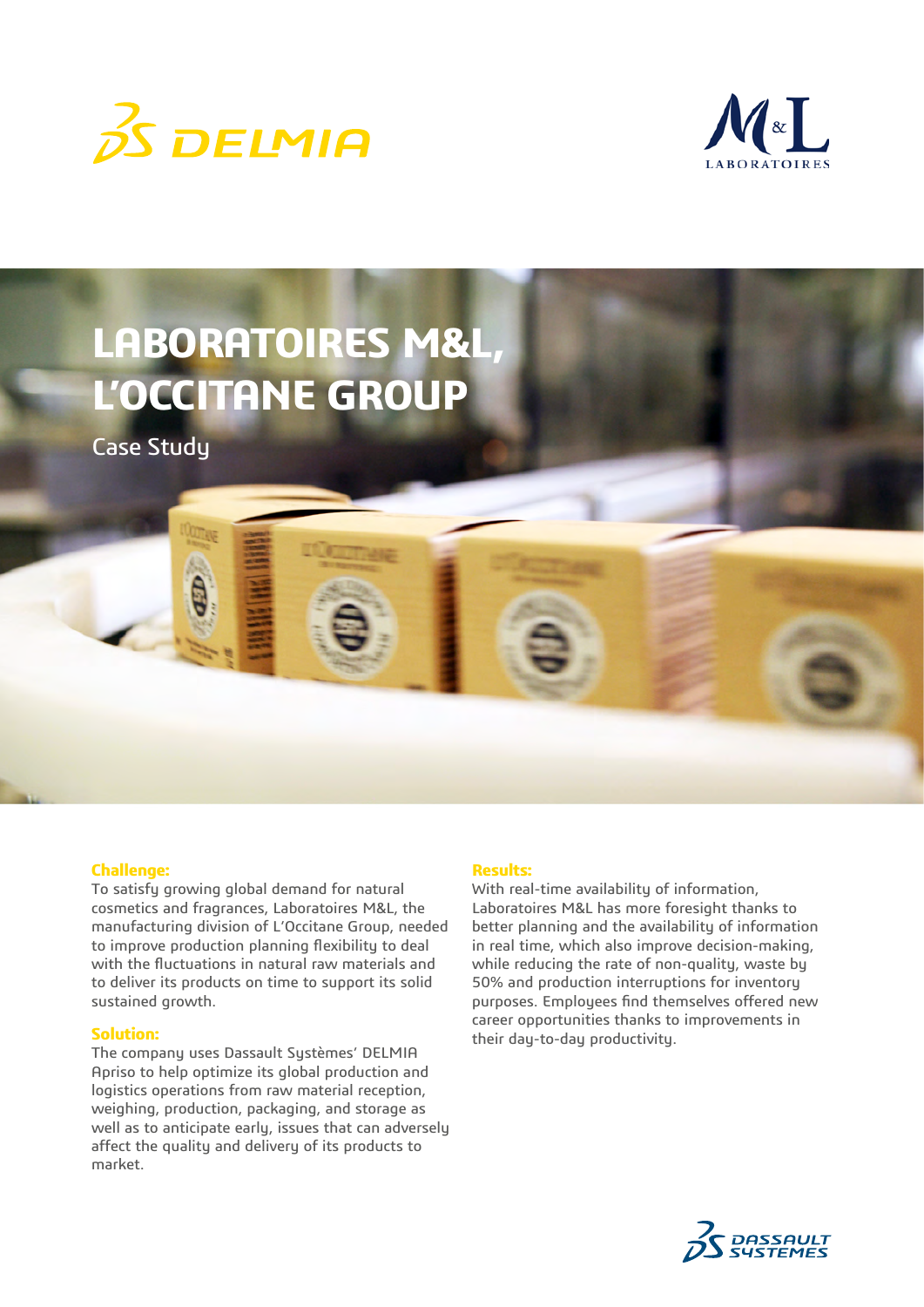# LABORATOIRES M&L, L'OCCITANE GROUP

Case Study

**Challenge:**
To satisfy growing global demand for natural cosmetics and fragrances, Laboratoires M&L, the manufacturing division of L'Occitane Group, needed to improve production planning flexibility to deal with the fluctuations in natural raw materials and to deliver its products on time to support its solid sustained growth.

**Solution:**
The company uses Dassault Systèmes' DELMIA Apriso to help optimize its global production and logistics operations from raw material reception, weighing, production, packaging, and storage as well as to anticipate early, issues that can adversely affect the quality and delivery of its products to market.

**Results:**
With real-time availability of information, Laboratoires M&L has more foresight thanks to better planning and the availability of information in real time, which also improve decision-making, while reducing the rate of non-quality, waste by 50% and production interruptions for inventory purposes. Employees find themselves offered new career opportunities thanks to improvements in their day-to-day productivity.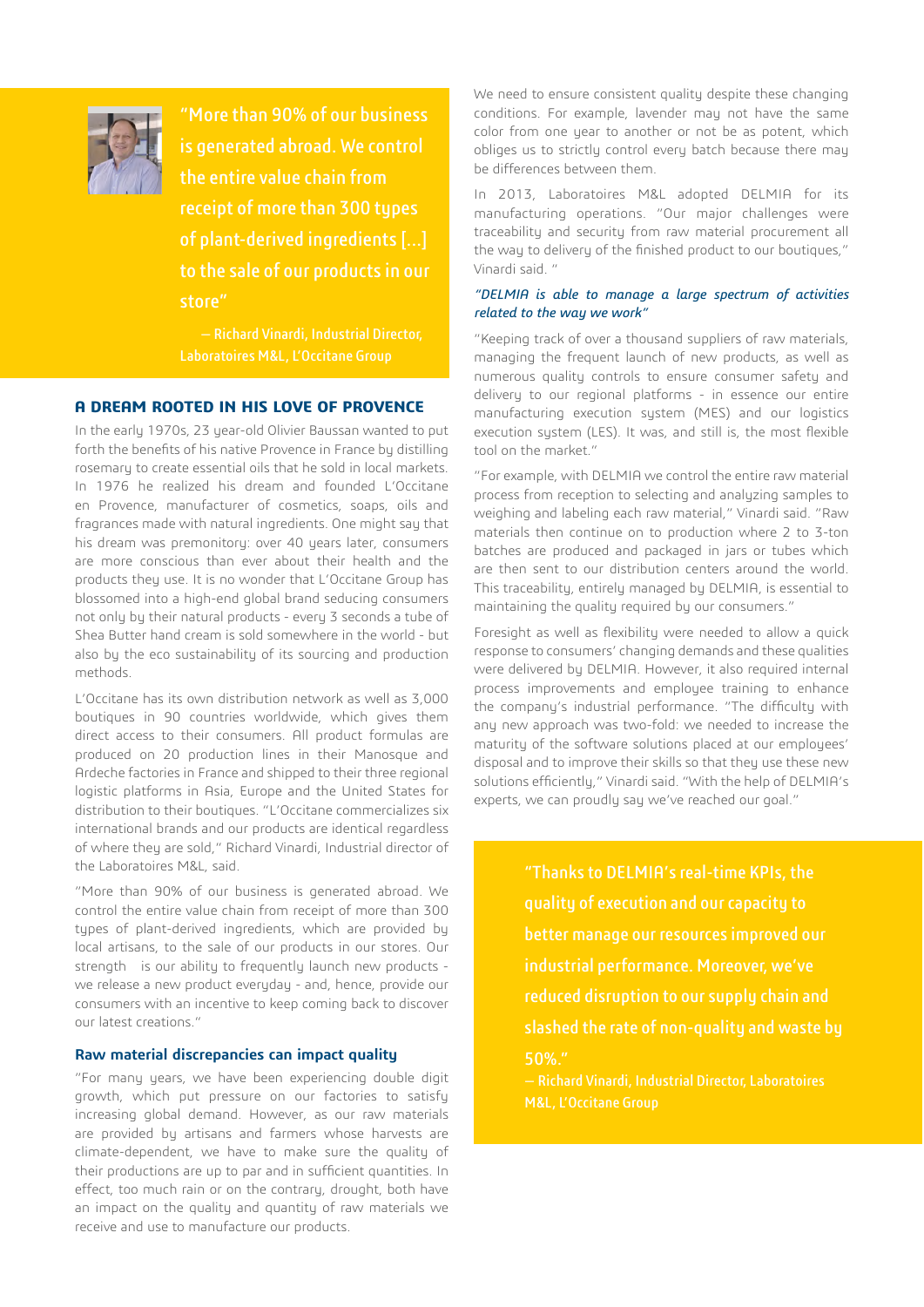> "More than 90% of our business is generated abroad. We control the entire value chain from receipt of more than 300 types of plant-derived ingredients [...] to the sale of our products in our store"
>
> — Richard Vinardi, Industrial Director, Laboratoires M&L, L'Occitane Group

## A DREAM ROOTED IN HIS LOVE OF PROVENCE

In the early 1970s, 23 year-old Olivier Baussan wanted to put forth the benefits of his native Provence in France by distilling rosemary to create essential oils that he sold in local markets. In 1976 he realized his dream and founded L'Occitane en Provence, manufacturer of cosmetics, soaps, oils and fragrances made with natural ingredients. One might say that his dream was premonitory: over 40 years later, consumers are more conscious than ever about their health and the products they use. It is no wonder that L'Occitane Group has blossomed into a high-end global brand seducing consumers not only by their natural products - every 3 seconds a tube of Shea Butter hand cream is sold somewhere in the world - but also by the eco sustainability of its sourcing and production methods.

L'Occitane has its own distribution network as well as 3,000 boutiques in 90 countries worldwide, which gives them direct access to their consumers. All product formulas are produced on 20 production lines in their Manosque and Ardeche factories in France and shipped to their three regional logistic platforms in Asia, Europe and the United States for distribution to their boutiques. "L'Occitane commercializes six international brands and our products are identical regardless of where they are sold," Richard Vinardi, Industrial director of the Laboratoires M&L, said.

"More than 90% of our business is generated abroad. We control the entire value chain from receipt of more than 300 types of plant-derived ingredients, which are provided by local artisans, to the sale of our products in our stores. Our strength is our ability to frequently launch new products - we release a new product everyday - and, hence, provide our consumers with an incentive to keep coming back to discover our latest creations."

### Raw material discrepancies can impact quality

"For many years, we have been experiencing double digit growth, which put pressure on our factories to satisfy increasing global demand. However, as our raw materials are provided by artisans and farmers whose harvests are climate-dependent, we have to make sure the quality of their productions are up to par and in sufficient quantities. In effect, too much rain or on the contrary, drought, both have an impact on the quality and quantity of raw materials we receive and use to manufacture our products.

We need to ensure consistent quality despite these changing conditions. For example, lavender may not have the same color from one year to another or not be as potent, which obliges us to strictly control every batch because there may be differences between them.

In 2013, Laboratoires M&L adopted DELMIA for its manufacturing operations. "Our major challenges were traceability and security from raw material procurement all the way to delivery of the finished product to our boutiques," Vinardi said. "

### *"DELMIA is able to manage a large spectrum of activities related to the way we work"*

"Keeping track of over a thousand suppliers of raw materials, managing the frequent launch of new products, as well as numerous quality controls to ensure consumer safety and delivery to our regional platforms - in essence our entire manufacturing execution system (MES) and our logistics execution system (LES). It was, and still is, the most flexible tool on the market."

"For example, with DELMIA we control the entire raw material process from reception to selecting and analyzing samples to weighing and labeling each raw material," Vinardi said. "Raw materials then continue on to production where 2 to 3-ton batches are produced and packaged in jars or tubes which are then sent to our distribution centers around the world. This traceability, entirely managed by DELMIA, is essential to maintaining the quality required by our consumers."

Foresight as well as flexibility were needed to allow a quick response to consumers' changing demands and these qualities were delivered by DELMIA. However, it also required internal process improvements and employee training to enhance the company's industrial performance. "The difficulty with any new approach was two-fold: we needed to increase the maturity of the software solutions placed at our employees' disposal and to improve their skills so that they use these new solutions efficiently," Vinardi said. "With the help of DELMIA's experts, we can proudly say we've reached our goal."

> "Thanks to DELMIA's real-time KPIs, the quality of execution and our capacity to better manage our resources improved our industrial performance. Moreover, we've reduced disruption to our supply chain and slashed the rate of non-quality and waste by 50%."
>
> — Richard Vinardi, Industrial Director, Laboratoires M&L, L'Occitane Group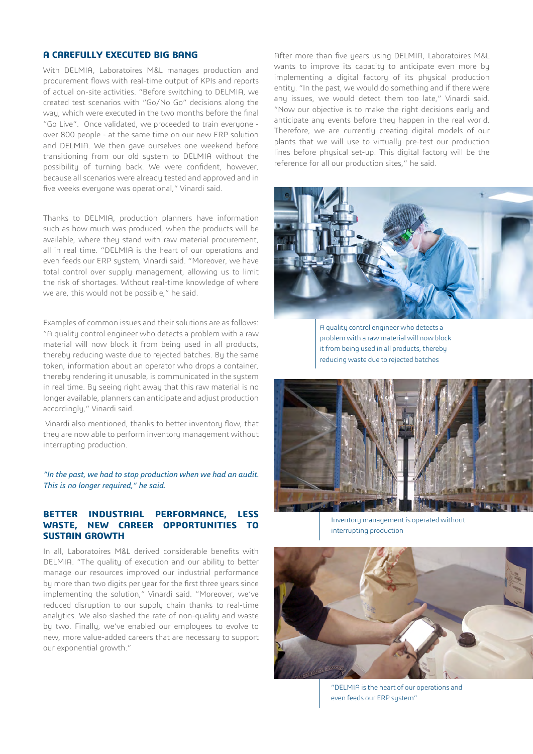## A CAREFULLY EXECUTED BIG BANG

With DELMIA, Laboratoires M&L manages production and procurement flows with real-time output of KPIs and reports of actual on-site activities. "Before switching to DELMIA, we created test scenarios with "Go/No Go" decisions along the way, which were executed in the two months before the final "Go Live". Once validated, we proceeded to train everyone - over 800 people - at the same time on our new ERP solution and DELMIA. We then gave ourselves one weekend before transitioning from our old system to DELMIA without the possibility of turning back. We were confident, however, because all scenarios were already tested and approved and in five weeks everyone was operational," Vinardi said.

Thanks to DELMIA, production planners have information such as how much was produced, when the products will be available, where they stand with raw material procurement, all in real time. "DELMIA is the heart of our operations and even feeds our ERP system, Vinardi said. "Moreover, we have total control over supply management, allowing us to limit the risk of shortages. Without real-time knowledge of where we are, this would not be possible," he said.

Examples of common issues and their solutions are as follows: "A quality control engineer who detects a problem with a raw material will now block it from being used in all products, thereby reducing waste due to rejected batches. By the same token, information about an operator who drops a container, thereby rendering it unusable, is communicated in the system in real time. By seeing right away that this raw material is no longer available, planners can anticipate and adjust production accordingly," Vinardi said.

Vinardi also mentioned, thanks to better inventory flow, that they are now able to perform inventory management without interrupting production.

*"In the past, we had to stop production when we had an audit. This is no longer required," he said.*

## BETTER INDUSTRIAL PERFORMANCE, LESS WASTE, NEW CAREER OPPORTUNITIES TO SUSTAIN GROWTH

In all, Laboratoires M&L derived considerable benefits with DELMIA. "The quality of execution and our ability to better manage our resources improved our industrial performance by more than two digits per year for the first three years since implementing the solution," Vinardi said. "Moreover, we've reduced disruption to our supply chain thanks to real-time analytics. We also slashed the rate of non-quality and waste by two. Finally, we've enabled our employees to evolve to new, more value-added careers that are necessary to support our exponential growth."

After more than five years using DELMIA, Laboratoires M&L wants to improve its capacity to anticipate even more by implementing a digital factory of its physical production entity. "In the past, we would do something and if there were any issues, we would detect them too late," Vinardi said. "Now our objective is to make the right decisions early and anticipate any events before they happen in the real world. Therefore, we are currently creating digital models of our plants that we will use to virtually pre-test our production lines before physical set-up. This digital factory will be the reference for all our production sites," he said.

A quality control engineer who detects a problem with a raw material will now block it from being used in all products, thereby reducing waste due to rejected batches

Inventory management is operated without interrupting production

"DELMIA is the heart of our operations and even feeds our ERP system"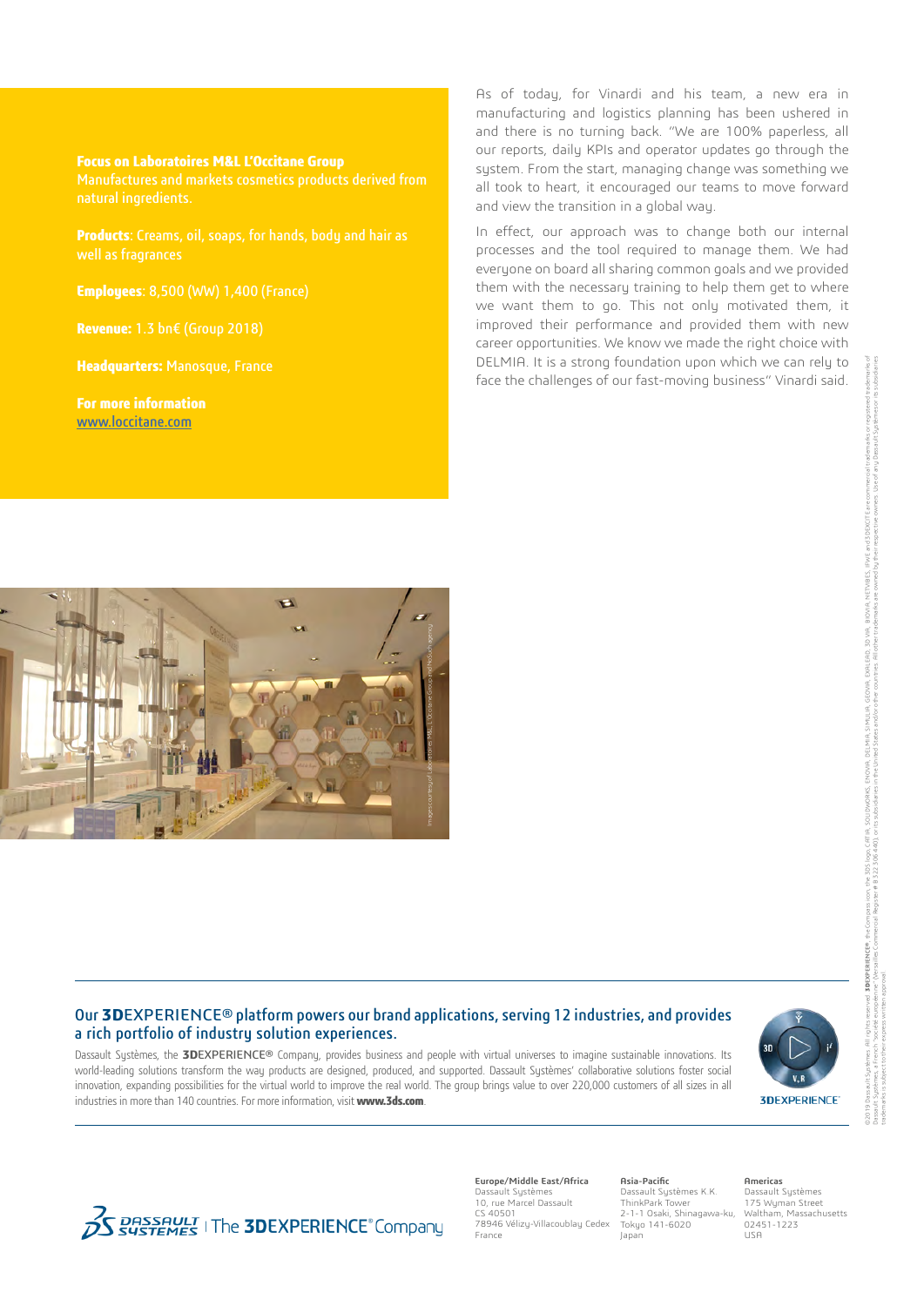**Focus on Laboratoires M&L L'Occitane Group**
Manufactures and markets cosmetics products derived from natural ingredients.

**Products**: Creams, oil, soaps, for hands, body and hair as well as fragrances

**Employees**: 8,500 (WW) 1,400 (France)

**Revenue:** 1.3 bn€ (Group 2018)

**Headquarters:** Manosque, France

**For more information**
www.loccitane.com

As of today, for Vinardi and his team, a new era in manufacturing and logistics planning has been ushered in and there is no turning back. "We are 100% paperless, all our reports, daily KPIs and operator updates go through the system. From the start, managing change was something we all took to heart, it encouraged our teams to move forward and view the transition in a global way.

In effect, our approach was to change both our internal processes and the tool required to manage them. We had everyone on board all sharing common goals and we provided them with the necessary training to help them get to where we want them to go. This not only motivated them, it improved their performance and provided them with new career opportunities. We know we made the right choice with DELMIA. It is a strong foundation upon which we can rely to face the challenges of our fast-moving business" Vinardi said.

Images courtesy of Laboratoires M&L L'Occitane Group and NoSuch agency

## Our 3DEXPERIENCE® platform powers our brand applications, serving 12 industries, and provides a rich portfolio of industry solution experiences.

Dassault Systèmes, the **3D**EXPERIENCE® Company, provides business and people with virtual universes to imagine sustainable innovations. Its world-leading solutions transform the way products are designed, produced, and supported. Dassault Systèmes' collaborative solutions foster social innovation, expanding possibilities for the virtual world to improve the real world. The group brings value to over 220,000 customers of all sizes in all industries in more than 140 countries. For more information, visit **www.3ds.com**.

3DEXPERIENCE

DASSAULT SYSTEMES | The 3DEXPERIENCE® Company

**Europe/Middle East/Africa**
Dassault Systèmes
10, rue Marcel Dassault
CS 40501
78946 Vélizy-Villacoublay Cedex
France

**Asia-Pacific**
Dassault Systèmes K.K.
ThinkPark Tower
2-1-1 Osaki, Shinagawa-ku,
Tokyo 141-6020
Japan

**Americas**
Dassault Systèmes
175 Wyman Street
Waltham, Massachusetts
02451-1223
USA